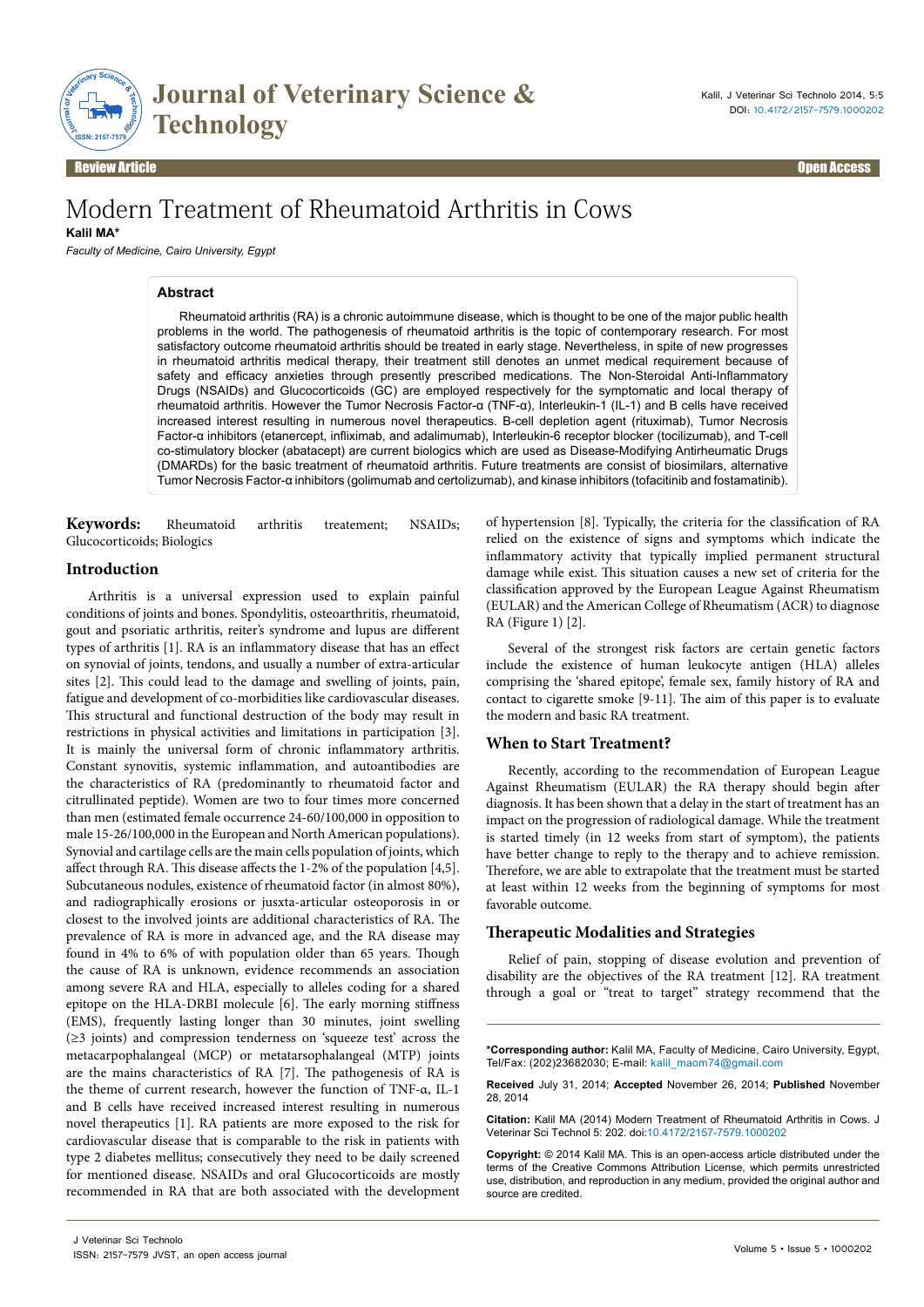Review Article | Open Access

# Modern Treatment of Rheumatoid Arthritis in Cows

**Kalil MA***

*Faculty of Medicine, Cairo University, Egypt*

## Abstract

Rheumatoid arthritis (RA) is a chronic autoimmune disease, which is thought to be one of the major public health problems in the world. The pathogenesis of rheumatoid arthritis is the topic of contemporary research. For most satisfactory outcome rheumatoid arthritis should be treated in early stage. Nevertheless, in spite of new progresses in rheumatoid arthritis medical therapy, their treatment still denotes an unmet medical requirement because of safety and efficacy anxieties through presently prescribed medications. The Non-Steroidal Anti-Inflammatory Drugs (NSAIDs) and Glucocorticoids (GC) are employed respectively for the symptomatic and local therapy of rheumatoid arthritis. However the Tumor Necrosis Factor-α (TNF-α), Interleukin-1 (IL-1) and B cells have received increased interest resulting in numerous novel therapeutics. B-cell depletion agent (rituximab), Tumor Necrosis Factor-α inhibitors (etanercept, infliximab, and adalimumab), Interleukin-6 receptor blocker (tocilizumab), and T-cell co-stimulatory blocker (abatacept) are current biologics which are used as Disease-Modifying Antirheumatic Drugs (DMARDs) for the basic treatment of rheumatoid arthritis. Future treatments are consist of biosimilars, alternative Tumor Necrosis Factor-α inhibitors (golimumab and certolizumab), and kinase inhibitors (tofacitinib and fostamatinib).

**Keywords:** Rheumatoid arthritis treatement; NSAIDs; Glucocorticoids; Biologics

## Introduction

Arthritis is a universal expression used to explain painful conditions of joints and bones. Spondylitis, osteoarthritis, rheumatoid, gout and psoriatic arthritis, reiter's syndrome and lupus are different types of arthritis [1]. RA is an inflammatory disease that has an effect on synovial of joints, tendons, and usually a number of extra-articular sites [2]. This could lead to the damage and swelling of joints, pain, fatigue and development of co-morbidities like cardiovascular diseases. This structural and functional destruction of the body may result in restrictions in physical activities and limitations in participation [3]. It is mainly the universal form of chronic inflammatory arthritis. Constant synovitis, systemic inflammation, and autoantibodies are the characteristics of RA (predominantly to rheumatoid factor and citrullinated peptide). Women are two to four times more concerned than men (estimated female occurrence 24-60/100,000 in opposition to male 15-26/100,000 in the European and North American populations). Synovial and cartilage cells are the main cells population of joints, which affect through RA. This disease affects the 1-2% of the population [4,5]. Subcutaneous nodules, existence of rheumatoid factor (in almost 80%), and radiographically erosions or jusxta-articular osteoporosis in or closest to the involved joints are additional characteristics of RA. The prevalence of RA is more in advanced age, and the RA disease may found in 4% to 6% of with population older than 65 years. Though the cause of RA is unknown, evidence recommends an association among severe RA and HLA, especially to alleles coding for a shared epitope on the HLA-DRBI molecule [6]. The early morning stiffness (EMS), frequently lasting longer than 30 minutes, joint swelling (≥3 joints) and compression tenderness on 'squeeze test' across the metacarpophalangeal (MCP) or metatarsophalangeal (MTP) joints are the mains characteristics of RA [7]. The pathogenesis of RA is the theme of current research, however the function of TNF-α, IL-1 and B cells have received increased interest resulting in numerous novel therapeutics [1]. RA patients are more exposed to the risk for cardiovascular disease that is comparable to the risk in patients with type 2 diabetes mellitus; consecutively they need to be daily screened for mentioned disease. NSAIDs and oral Glucocorticoids are mostly recommended in RA that are both associated with the development of hypertension [8]. Typically, the criteria for the classification of RA relied on the existence of signs and symptoms which indicate the inflammatory activity that typically implied permanent structural damage while exist. This situation causes a new set of criteria for the classification approved by the European League Against Rheumatism (EULAR) and the American College of Rheumatism (ACR) to diagnose RA (Figure 1) [2].

Several of the strongest risk factors are certain genetic factors include the existence of human leukocyte antigen (HLA) alleles comprising the 'shared epitope', female sex, family history of RA and contact to cigarette smoke [9-11]. The aim of this paper is to evaluate the modern and basic RA treatment.

## When to Start Treatment?

Recently, according to the recommendation of European League Against Rheumatism (EULAR) the RA therapy should begin after diagnosis. It has been shown that a delay in the start of treatment has an impact on the progression of radiological damage. While the treatment is started timely (in 12 weeks from start of symptom), the patients have better change to reply to the therapy and to achieve remission. Therefore, we are able to extrapolate that the treatment must be started at least within 12 weeks from the beginning of symptoms for most favorable outcome.

## Therapeutic Modalities and Strategies

Relief of pain, stopping of disease evolution and prevention of disability are the objectives of the RA treatment [12]. RA treatment through a goal or "treat to target" strategy recommend that the

**\*Corresponding author:** Kalil MA, Faculty of Medicine, Cairo University, Egypt, Tel/Fax: (202)23682030; E-mail: kalil_maom74@gmail.com

**Received** July 31, 2014; **Accepted** November 26, 2014; **Published** November 28, 2014

**Citation:** Kalil MA (2014) Modern Treatment of Rheumatoid Arthritis in Cows. J Veterinar Sci Technol 5: 202. doi:10.4172/2157-7579.1000202

**Copyright:** © 2014 Kalil MA. This is an open-access article distributed under the terms of the Creative Commons Attribution License, which permits unrestricted use, distribution, and reproduction in any medium, provided the original author and source are credited.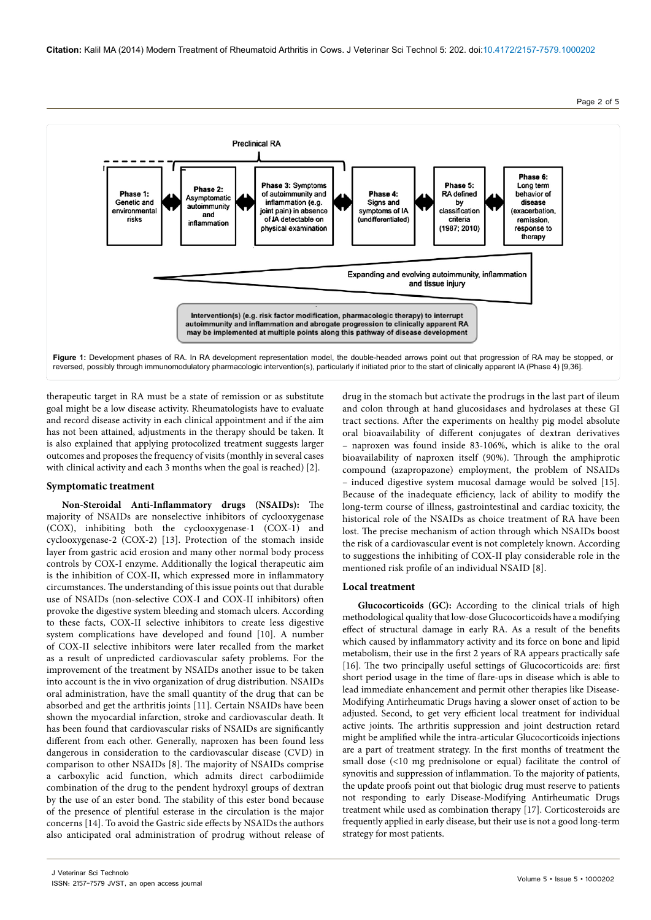Figure 1: Development phases of RA. In RA development representation model, the double-headed arrows point out that progression of RA may be stopped, or reversed, possibly through immunomodulatory pharmacologic intervention(s), particularly if initiated prior to the start of clinically apparent IA (Phase 4) [9,36].

therapeutic target in RA must be a state of remission or as substitute goal might be a low disease activity. Rheumatologists have to evaluate and record disease activity in each clinical appointment and if the aim has not been attained, adjustments in the therapy should be taken. It is also explained that applying protocolized treatment suggests larger outcomes and proposes the frequency of visits (monthly in several cases with clinical activity and each 3 months when the goal is reached) [2].

### Symptomatic treatment

**Non-Steroidal Anti-Inflammatory drugs (NSAIDs):** The majority of NSAIDs are nonselective inhibitors of cyclooxygenase (COX), inhibiting both the cyclooxygenase-1 (COX-1) and cyclooxygenase-2 (COX-2) [13]. Protection of the stomach inside layer from gastric acid erosion and many other normal body process controls by COX-I enzyme. Additionally the logical therapeutic aim is the inhibition of COX-II, which expressed more in inflammatory circumstances. The understanding of this issue points out that durable use of NSAIDs (non-selective COX-I and COX-II inhibitors) often provoke the digestive system bleeding and stomach ulcers. According to these facts, COX-II selective inhibitors to create less digestive system complications have developed and found [10]. A number of COX-II selective inhibitors were later recalled from the market as a result of unpredicted cardiovascular safety problems. For the improvement of the treatment by NSAIDs another issue to be taken into account is the in vivo organization of drug distribution. NSAIDs oral administration, have the small quantity of the drug that can be absorbed and get the arthritis joints [11]. Certain NSAIDs have been shown the myocardial infarction, stroke and cardiovascular death. It has been found that cardiovascular risks of NSAIDs are significantly different from each other. Generally, naproxen has been found less dangerous in consideration to the cardiovascular disease (CVD) in comparison to other NSAIDs [8]. The majority of NSAIDs comprise a carboxylic acid function, which admits direct carbodiimide combination of the drug to the pendent hydroxyl groups of dextran by the use of an ester bond. The stability of this ester bond because of the presence of plentiful esterase in the circulation is the major concerns [14]. To avoid the Gastric side effects by NSAIDs the authors also anticipated oral administration of prodrug without release of drug in the stomach but activate the prodrugs in the last part of ileum and colon through at hand glucosidases and hydrolases at these GI tract sections. After the experiments on healthy pig model absolute oral bioavailability of different conjugates of dextran derivatives – naproxen was found inside 83-106%, which is alike to the oral bioavailability of naproxen itself (90%). Through the amphiprotic compound (azapropazone) employment, the problem of NSAIDs – induced digestive system mucosal damage would be solved [15]. Because of the inadequate efficiency, lack of ability to modify the long-term course of illness, gastrointestinal and cardiac toxicity, the historical role of the NSAIDs as choice treatment of RA have been lost. The precise mechanism of action through which NSAIDs boost the risk of a cardiovascular event is not completely known. According to suggestions the inhibiting of COX-II play considerable role in the mentioned risk profile of an individual NSAID [8].

### Local treatment

**Glucocorticoids (GC):** According to the clinical trials of high methodological quality that low-dose Glucocorticoids have a modifying effect of structural damage in early RA. As a result of the benefits which caused by inflammatory activity and its force on bone and lipid metabolism, their use in the first 2 years of RA appears practically safe [16]. The two principally useful settings of Glucocorticoids are: first short period usage in the time of flare-ups in disease which is able to lead immediate enhancement and permit other therapies like Disease-Modifying Antirheumatic Drugs having a slower onset of action to be adjusted. Second, to get very efficient local treatment for individual active joints. The arthritis suppression and joint destruction retard might be amplified while the intra-articular Glucocorticoids injections are a part of treatment strategy. In the first months of treatment the small dose (<10 mg prednisolone or equal) facilitate the control of synovitis and suppression of inflammation. To the majority of patients, the update proofs point out that biologic drug must reserve to patients not responding to early Disease-Modifying Antirheumatic Drugs treatment while used as combination therapy [17]. Corticosteroids are frequently applied in early disease, but their use is not a good long-term strategy for most patients.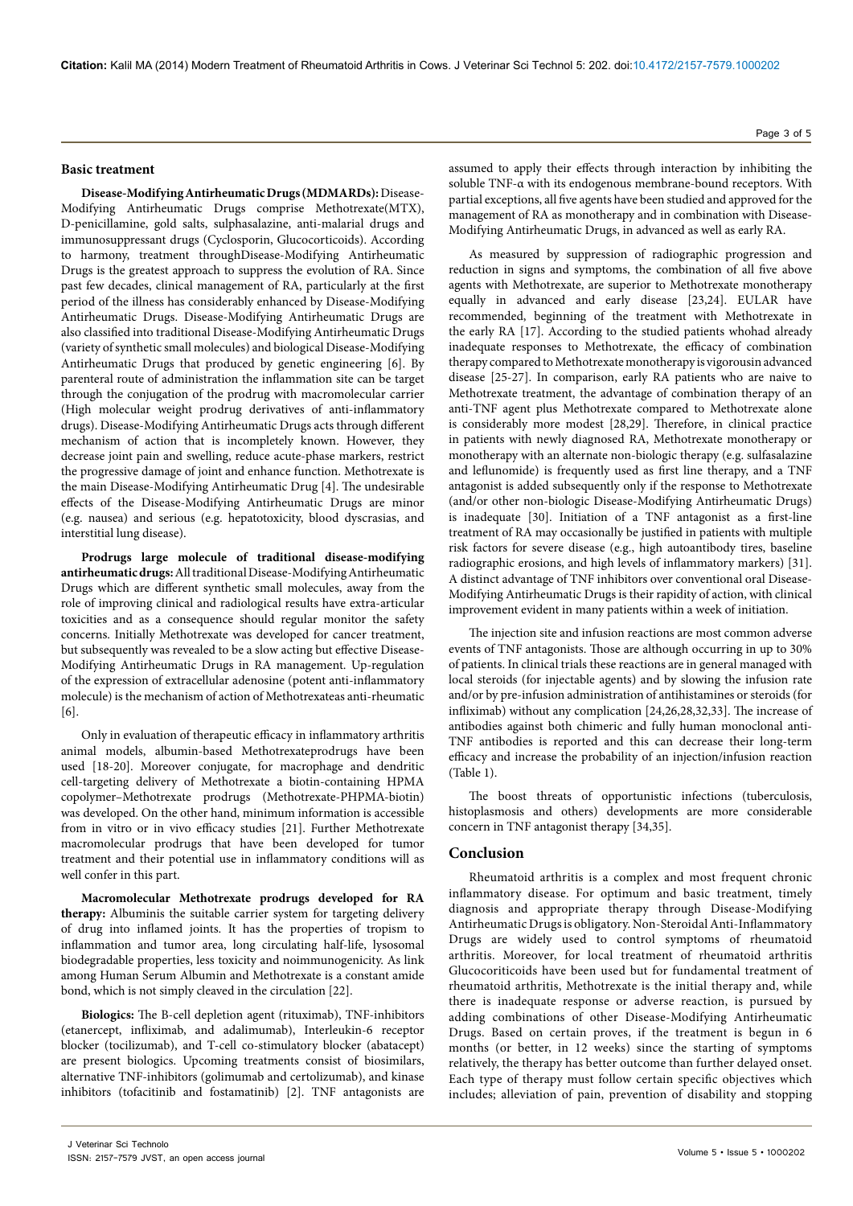### Basic treatment

**Disease-Modifying Antirheumatic Drugs (MDMARDs):** Disease-Modifying Antirheumatic Drugs comprise Methotrexate(MTX), D-penicillamine, gold salts, sulphasalazine, anti-malarial drugs and immunosuppressant drugs (Cyclosporin, Glucocorticoids). According to harmony, treatment throughDisease-Modifying Antirheumatic Drugs is the greatest approach to suppress the evolution of RA. Since past few decades, clinical management of RA, particularly at the first period of the illness has considerably enhanced by Disease-Modifying Antirheumatic Drugs. Disease-Modifying Antirheumatic Drugs are also classified into traditional Disease-Modifying Antirheumatic Drugs (variety of synthetic small molecules) and biological Disease-Modifying Antirheumatic Drugs that produced by genetic engineering [6]. By parenteral route of administration the inflammation site can be target through the conjugation of the prodrug with macromolecular carrier (High molecular weight prodrug derivatives of anti-inflammatory drugs). Disease-Modifying Antirheumatic Drugs acts through different mechanism of action that is incompletely known. However, they decrease joint pain and swelling, reduce acute-phase markers, restrict the progressive damage of joint and enhance function. Methotrexate is the main Disease-Modifying Antirheumatic Drug [4]. The undesirable effects of the Disease-Modifying Antirheumatic Drugs are minor (e.g. nausea) and serious (e.g. hepatotoxicity, blood dyscrasias, and interstitial lung disease).

**Prodrugs large molecule of traditional disease-modifying antirheumatic drugs:** All traditional Disease-Modifying Antirheumatic Drugs which are different synthetic small molecules, away from the role of improving clinical and radiological results have extra-articular toxicities and as a consequence should regular monitor the safety concerns. Initially Methotrexate was developed for cancer treatment, but subsequently was revealed to be a slow acting but effective Disease-Modifying Antirheumatic Drugs in RA management. Up-regulation of the expression of extracellular adenosine (potent anti-inflammatory molecule) is the mechanism of action of Methotrexateas anti-rheumatic [6].

Only in evaluation of therapeutic efficacy in inflammatory arthritis animal models, albumin-based Methotrexateprodrugs have been used [18-20]. Moreover conjugate, for macrophage and dendritic cell-targeting delivery of Methotrexate a biotin-containing HPMA copolymer–Methotrexate prodrugs (Methotrexate-PHPMA-biotin) was developed. On the other hand, minimum information is accessible from in vitro or in vivo efficacy studies [21]. Further Methotrexate macromolecular prodrugs that have been developed for tumor treatment and their potential use in inflammatory conditions will as well confer in this part.

**Macromolecular Methotrexate prodrugs developed for RA therapy:** Albuminis the suitable carrier system for targeting delivery of drug into inflamed joints. It has the properties of tropism to inflammation and tumor area, long circulating half-life, lysosomal biodegradable properties, less toxicity and noimmunogenicity. As link among Human Serum Albumin and Methotrexate is a constant amide bond, which is not simply cleaved in the circulation [22].

**Biologics:** The B-cell depletion agent (rituximab), TNF-inhibitors (etanercept, infliximab, and adalimumab), Interleukin-6 receptor blocker (tocilizumab), and T-cell co-stimulatory blocker (abatacept) are present biologics. Upcoming treatments consist of biosimilars, alternative TNF-inhibitors (golimumab and certolizumab), and kinase inhibitors (tofacitinib and fostamatinib) [2]. TNF antagonists are assumed to apply their effects through interaction by inhibiting the soluble TNF-α with its endogenous membrane-bound receptors. With partial exceptions, all five agents have been studied and approved for the management of RA as monotherapy and in combination with Disease-Modifying Antirheumatic Drugs, in advanced as well as early RA.

As measured by suppression of radiographic progression and reduction in signs and symptoms, the combination of all five above agents with Methotrexate, are superior to Methotrexate monotherapy equally in advanced and early disease [23,24]. EULAR have recommended, beginning of the treatment with Methotrexate in the early RA [17]. According to the studied patients whohad already inadequate responses to Methotrexate, the efficacy of combination therapy compared to Methotrexate monotherapy is vigorousin advanced disease [25-27]. In comparison, early RA patients who are naive to Methotrexate treatment, the advantage of combination therapy of an anti-TNF agent plus Methotrexate compared to Methotrexate alone is considerably more modest [28,29]. Therefore, in clinical practice in patients with newly diagnosed RA, Methotrexate monotherapy or monotherapy with an alternate non-biologic therapy (e.g. sulfasalazine and leflunomide) is frequently used as first line therapy, and a TNF antagonist is added subsequently only if the response to Methotrexate (and/or other non-biologic Disease-Modifying Antirheumatic Drugs) is inadequate [30]. Initiation of a TNF antagonist as a first-line treatment of RA may occasionally be justified in patients with multiple risk factors for severe disease (e.g., high autoantibody tires, baseline radiographic erosions, and high levels of inflammatory markers) [31]. A distinct advantage of TNF inhibitors over conventional oral Disease-Modifying Antirheumatic Drugs is their rapidity of action, with clinical improvement evident in many patients within a week of initiation.

The injection site and infusion reactions are most common adverse events of TNF antagonists. Those are although occurring in up to 30% of patients. In clinical trials these reactions are in general managed with local steroids (for injectable agents) and by slowing the infusion rate and/or by pre-infusion administration of antihistamines or steroids (for infliximab) without any complication [24,26,28,32,33]. The increase of antibodies against both chimeric and fully human monoclonal anti-TNF antibodies is reported and this can decrease their long-term efficacy and increase the probability of an injection/infusion reaction (Table 1).

The boost threats of opportunistic infections (tuberculosis, histoplasmosis and others) developments are more considerable concern in TNF antagonist therapy [34,35].

## Conclusion

Rheumatoid arthritis is a complex and most frequent chronic inflammatory disease. For optimum and basic treatment, timely diagnosis and appropriate therapy through Disease-Modifying Antirheumatic Drugs is obligatory. Non-Steroidal Anti-Inflammatory Drugs are widely used to control symptoms of rheumatoid arthritis. Moreover, for local treatment of rheumatoid arthritis Glucocoriticoids have been used but for fundamental treatment of rheumatoid arthritis, Methotrexate is the initial therapy and, while there is inadequate response or adverse reaction, is pursued by adding combinations of other Disease-Modifying Antirheumatic Drugs. Based on certain proves, if the treatment is begun in 6 months (or better, in 12 weeks) since the starting of symptoms relatively, the therapy has better outcome than further delayed onset. Each type of therapy must follow certain specific objectives which includes; alleviation of pain, prevention of disability and stopping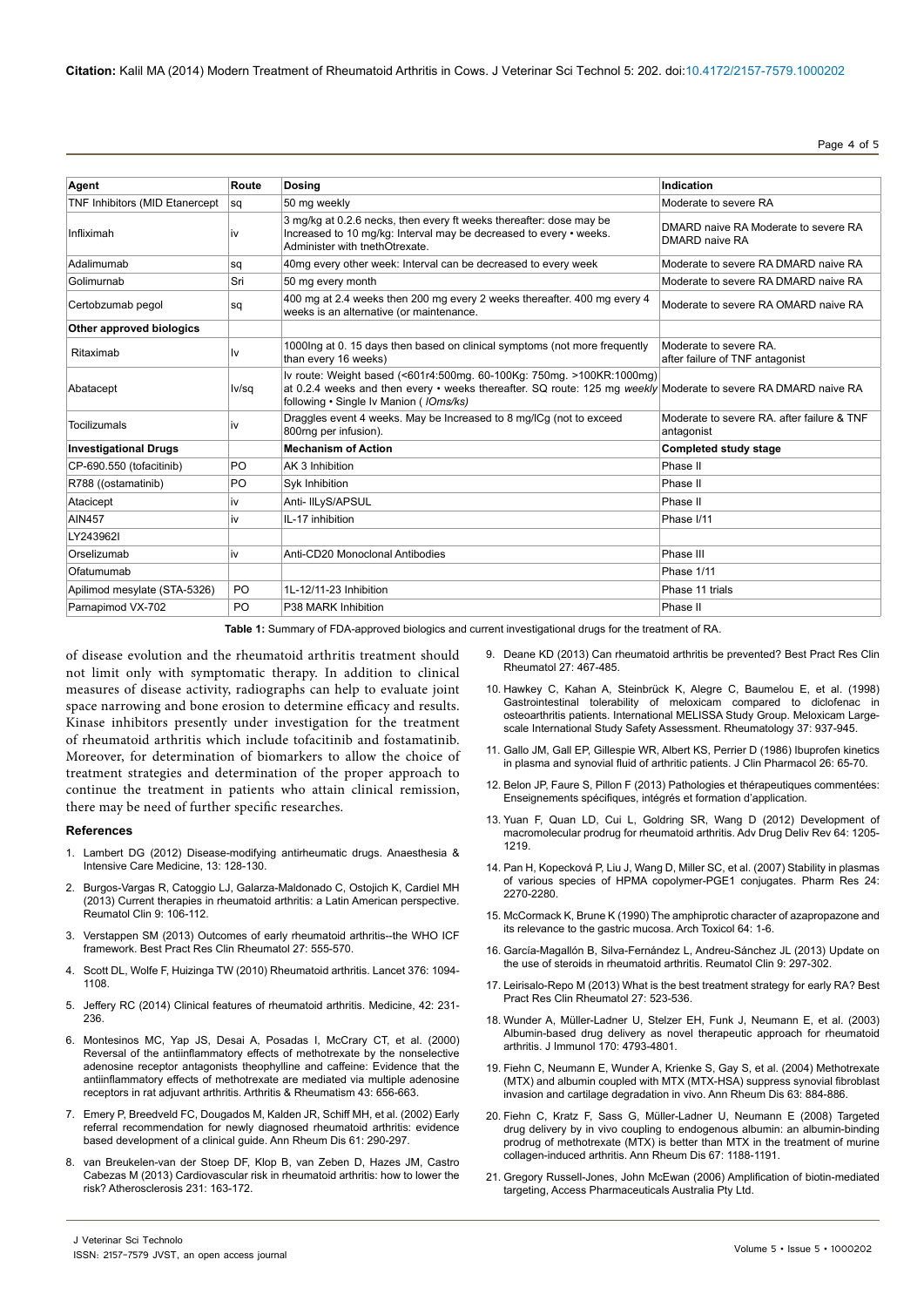| Agent | Route | Dosing | Indication |
|---|---|---|---|
| TNF Inhibitors (MID Etanercept | sq | 50 mg weekly | Moderate to severe RA |
| Infliximah | iv | 3 mg/kg at 0.2.6 necks, then every ft weeks thereafter: dose may be Increased to 10 mg/kg: Interval may be decreased to every • weeks. Administer with tnethOtrexate. | DMARD naive RA Moderate to severe RA DMARD naive RA |
| Adalimumab | sq | 40mg every other week: Interval can be decreased to every week | Moderate to severe RA DMARD naive RA |
| Golimurnab | Sri | 50 mg every month | Moderate to severe RA DMARD naive RA |
| Certobzumab pegol | sq | 400 mg at 2.4 weeks then 200 mg every 2 weeks thereafter. 400 mg every 4 weeks is an alternative (or maintenance. | Moderate to severe RA OMARD naive RA |
| **Other approved biologics** | | | |
| Ritaximab | Iv | 1000Ing at 0. 15 days then based on clinical symptoms (not more frequently than every 16 weeks) | Moderate to severe RA. after failure of TNF antagonist |
| Abatacept | Iv/sq | Iv route: Weight based (<601r4:500mg. 60-100Kg: 750mg. >100KR:1000mg) at 0.2.4 weeks and then every • weeks thereafter. SQ route: 125 mg *weekly* following • Single Iv Manion ( *IOms/ks)* | Moderate to severe RA DMARD naive RA |
| Tocilizumals | iv | Draggles event 4 weeks. May be Increased to 8 mg/ICg (not to exceed 800rng per infusion). | Moderate to severe RA. after failure & TNF antagonist |
| **Investigational Drugs** | | **Mechanism of Action** | **Completed study stage** |
| CP-690.550 (tofacitinib) | PO | AK 3 Inhibition | Phase II |
| R788 ((ostamatinib) | PO | Syk Inhibition | Phase II |
| Atacicept | iv | Anti- IILyS/APSUL | Phase II |
| AIN457 | iv | IL-17 inhibition | Phase I/11 |
| LY243962I | | | |
| Orselizumab | iv | Anti-CD20 Monoclonal Antibodies | Phase III |
| Ofatumumab | | | Phase 1/11 |
| Apilimod mesylate (STA-5326) | PO | 1L-12/11-23 Inhibition | Phase 11 trials |
| Parnapimod VX-702 | PO | P38 MARK Inhibition | Phase II |

**Table 1:** Summary of FDA-approved biologics and current investigational drugs for the treatment of RA.

of disease evolution and the rheumatoid arthritis treatment should not limit only with symptomatic therapy. In addition to clinical measures of disease activity, radiographs can help to evaluate joint space narrowing and bone erosion to determine efficacy and results. Kinase inhibitors presently under investigation for the treatment of rheumatoid arthritis which include tofacitinib and fostamatinib. Moreover, for determination of biomarkers to allow the choice of treatment strategies and determination of the proper approach to continue the treatment in patients who attain clinical remission, there may be need of further specific researches.

## References

1. Lambert DG (2012) Disease-modifying antirheumatic drugs. Anaesthesia & Intensive Care Medicine, 13: 128-130.
2. Burgos-Vargas R, Catoggio LJ, Galarza-Maldonado C, Ostojich K, Cardiel MH (2013) Current therapies in rheumatoid arthritis: a Latin American perspective. Reumatol Clin 9: 106-112.
3. Verstappen SM (2013) Outcomes of early rheumatoid arthritis--the WHO ICF framework. Best Pract Res Clin Rheumatol 27: 555-570.
4. Scott DL, Wolfe F, Huizinga TW (2010) Rheumatoid arthritis. Lancet 376: 1094-1108.
5. Jeffery RC (2014) Clinical features of rheumatoid arthritis. Medicine, 42: 231-236.
6. Montesinos MC, Yap JS, Desai A, Posadas I, McCrary CT, et al. (2000) Reversal of the antiinflammatory effects of methotrexate by the nonselective adenosine receptor antagonists theophylline and caffeine: Evidence that the antiinflammatory effects of methotrexate are mediated via multiple adenosine receptors in rat adjuvant arthritis. Arthritis & Rheumatism 43: 656-663.
7. Emery P, Breedveld FC, Dougados M, Kalden JR, Schiff MH, et al. (2002) Early referral recommendation for newly diagnosed rheumatoid arthritis: evidence based development of a clinical guide. Ann Rheum Dis 61: 290-297.
8. van Breukelen-van der Stoep DF, Klop B, van Zeben D, Hazes JM, Castro Cabezas M (2013) Cardiovascular risk in rheumatoid arthritis: how to lower the risk? Atherosclerosis 231: 163-172.
9. Deane KD (2013) Can rheumatoid arthritis be prevented? Best Pract Res Clin Rheumatol 27: 467-485.
10. Hawkey C, Kahan A, Steinbrück K, Alegre C, Baumelou E, et al. (1998) Gastrointestinal tolerability of meloxicam compared to diclofenac in osteoarthritis patients. International MELISSA Study Group. Meloxicam Large-scale International Study Safety Assessment. Rheumatology 37: 937-945.
11. Gallo JM, Gall EP, Gillespie WR, Albert KS, Perrier D (1986) Ibuprofen kinetics in plasma and synovial fluid of arthritic patients. J Clin Pharmacol 26: 65-70.
12. Belon JP, Faure S, Pillon F (2013) Pathologies et thérapeutiques commentées: Enseignements spécifiques, intégrés et formation d'application.
13. Yuan F, Quan LD, Cui L, Goldring SR, Wang D (2012) Development of macromolecular prodrug for rheumatoid arthritis. Adv Drug Deliv Rev 64: 1205-1219.
14. Pan H, Kopecková P, Liu J, Wang D, Miller SC, et al. (2007) Stability in plasmas of various species of HPMA copolymer-PGE1 conjugates. Pharm Res 24: 2270-2280.
15. McCormack K, Brune K (1990) The amphiprotic character of azapropazone and its relevance to the gastric mucosa. Arch Toxicol 64: 1-6.
16. García-Magallón B, Silva-Fernández L, Andreu-Sánchez JL (2013) Update on the use of steroids in rheumatoid arthritis. Reumatol Clin 9: 297-302.
17. Leirisalo-Repo M (2013) What is the best treatment strategy for early RA? Best Pract Res Clin Rheumatol 27: 523-536.
18. Wunder A, Müller-Ladner U, Stelzer EH, Funk J, Neumann E, et al. (2003) Albumin-based drug delivery as novel therapeutic approach for rheumatoid arthritis. J Immunol 170: 4793-4801.
19. Fiehn C, Neumann E, Wunder A, Krienke S, Gay S, et al. (2004) Methotrexate (MTX) and albumin coupled with MTX (MTX-HSA) suppress synovial fibroblast invasion and cartilage degradation in vivo. Ann Rheum Dis 63: 884-886.
20. Fiehn C, Kratz F, Sass G, Müller-Ladner U, Neumann E (2008) Targeted drug delivery by in vivo coupling to endogenous albumin: an albumin-binding prodrug of methotrexate (MTX) is better than MTX in the treatment of murine collagen-induced arthritis. Ann Rheum Dis 67: 1188-1191.
21. Gregory Russell-Jones, John McEwan (2006) Amplification of biotin-mediated targeting, Access Pharmaceuticals Australia Pty Ltd.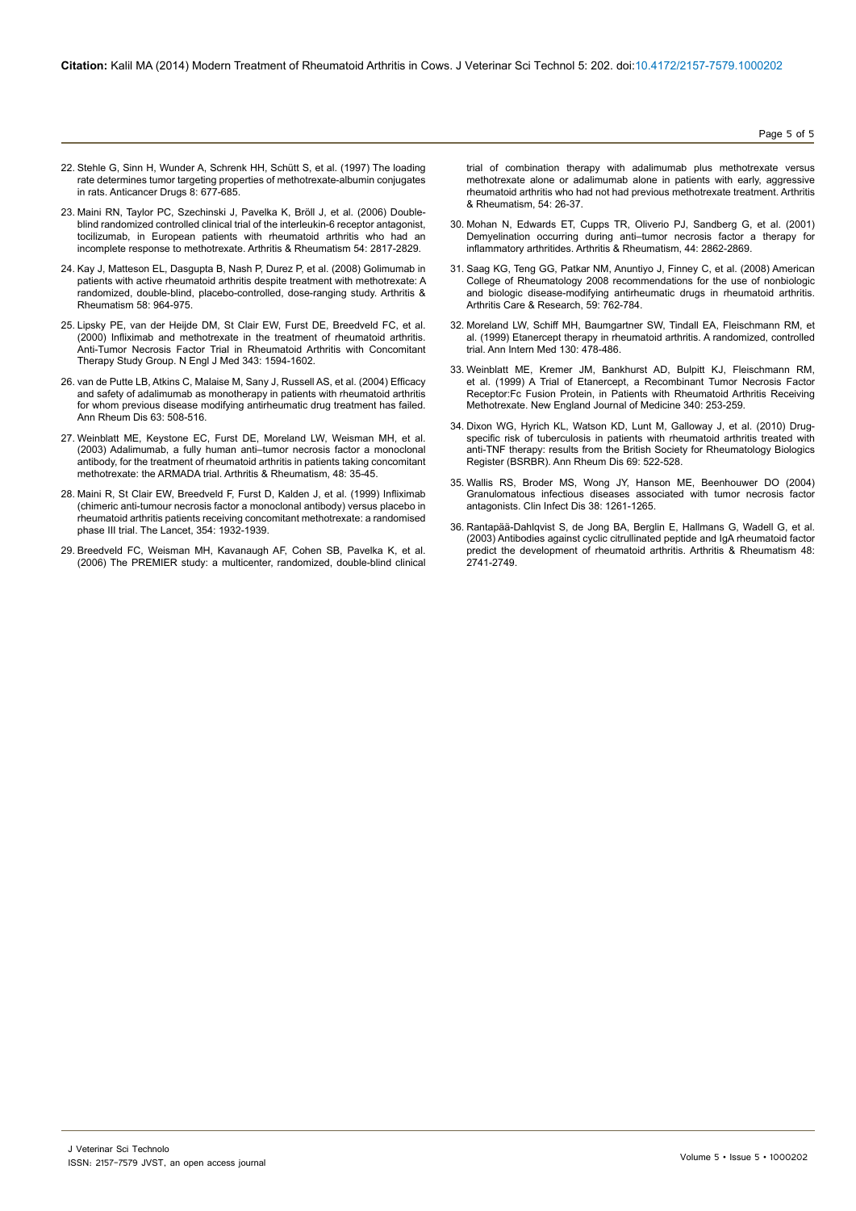22. Stehle G, Sinn H, Wunder A, Schrenk HH, Schütt S, et al. (1997) The loading rate determines tumor targeting properties of methotrexate-albumin conjugates in rats. Anticancer Drugs 8: 677-685.
23. Maini RN, Taylor PC, Szechinski J, Pavelka K, Bröll J, et al. (2006) Double-blind randomized controlled clinical trial of the interleukin-6 receptor antagonist, tocilizumab, in European patients with rheumatoid arthritis who had an incomplete response to methotrexate. Arthritis & Rheumatism 54: 2817-2829.
24. Kay J, Matteson EL, Dasgupta B, Nash P, Durez P, et al. (2008) Golimumab in patients with active rheumatoid arthritis despite treatment with methotrexate: A randomized, double-blind, placebo-controlled, dose-ranging study. Arthritis & Rheumatism 58: 964-975.
25. Lipsky PE, van der Heijde DM, St Clair EW, Furst DE, Breedveld FC, et al. (2000) Infliximab and methotrexate in the treatment of rheumatoid arthritis. Anti-Tumor Necrosis Factor Trial in Rheumatoid Arthritis with Concomitant Therapy Study Group. N Engl J Med 343: 1594-1602.
26. van de Putte LB, Atkins C, Malaise M, Sany J, Russell AS, et al. (2004) Efficacy and safety of adalimumab as monotherapy in patients with rheumatoid arthritis for whom previous disease modifying antirheumatic drug treatment has failed. Ann Rheum Dis 63: 508-516.
27. Weinblatt ME, Keystone EC, Furst DE, Moreland LW, Weisman MH, et al. (2003) Adalimumab, a fully human anti–tumor necrosis factor a monoclonal antibody, for the treatment of rheumatoid arthritis in patients taking concomitant methotrexate: the ARMADA trial. Arthritis & Rheumatism, 48: 35-45.
28. Maini R, St Clair EW, Breedveld F, Furst D, Kalden J, et al. (1999) Infliximab (chimeric anti-tumour necrosis factor a monoclonal antibody) versus placebo in rheumatoid arthritis patients receiving concomitant methotrexate: a randomised phase III trial. The Lancet, 354: 1932-1939.
29. Breedveld FC, Weisman MH, Kavanaugh AF, Cohen SB, Pavelka K, et al. (2006) The PREMIER study: a multicenter, randomized, double-blind clinical trial of combination therapy with adalimumab plus methotrexate versus methotrexate alone or adalimumab alone in patients with early, aggressive rheumatoid arthritis who had not had previous methotrexate treatment. Arthritis & Rheumatism, 54: 26-37.
30. Mohan N, Edwards ET, Cupps TR, Oliverio PJ, Sandberg G, et al. (2001) Demyelination occurring during anti–tumor necrosis factor a therapy for inflammatory arthritides. Arthritis & Rheumatism, 44: 2862-2869.
31. Saag KG, Teng GG, Patkar NM, Anuntiyo J, Finney C, et al. (2008) American College of Rheumatology 2008 recommendations for the use of nonbiologic and biologic disease-modifying antirheumatic drugs in rheumatoid arthritis. Arthritis Care & Research, 59: 762-784.
32. Moreland LW, Schiff MH, Baumgartner SW, Tindall EA, Fleischmann RM, et al. (1999) Etanercept therapy in rheumatoid arthritis. A randomized, controlled trial. Ann Intern Med 130: 478-486.
33. Weinblatt ME, Kremer JM, Bankhurst AD, Bulpitt KJ, Fleischmann RM, et al. (1999) A Trial of Etanercept, a Recombinant Tumor Necrosis Factor Receptor:Fc Fusion Protein, in Patients with Rheumatoid Arthritis Receiving Methotrexate. New England Journal of Medicine 340: 253-259.
34. Dixon WG, Hyrich KL, Watson KD, Lunt M, Galloway J, et al. (2010) Drug-specific risk of tuberculosis in patients with rheumatoid arthritis treated with anti-TNF therapy: results from the British Society for Rheumatology Biologics Register (BSRBR). Ann Rheum Dis 69: 522-528.
35. Wallis RS, Broder MS, Wong JY, Hanson ME, Beenhouwer DO (2004) Granulomatous infectious diseases associated with tumor necrosis factor antagonists. Clin Infect Dis 38: 1261-1265.
36. Rantapää-Dahlqvist S, de Jong BA, Berglin E, Hallmans G, Wadell G, et al. (2003) Antibodies against cyclic citrullinated peptide and IgA rheumatoid factor predict the development of rheumatoid arthritis. Arthritis & Rheumatism 48: 2741-2749.